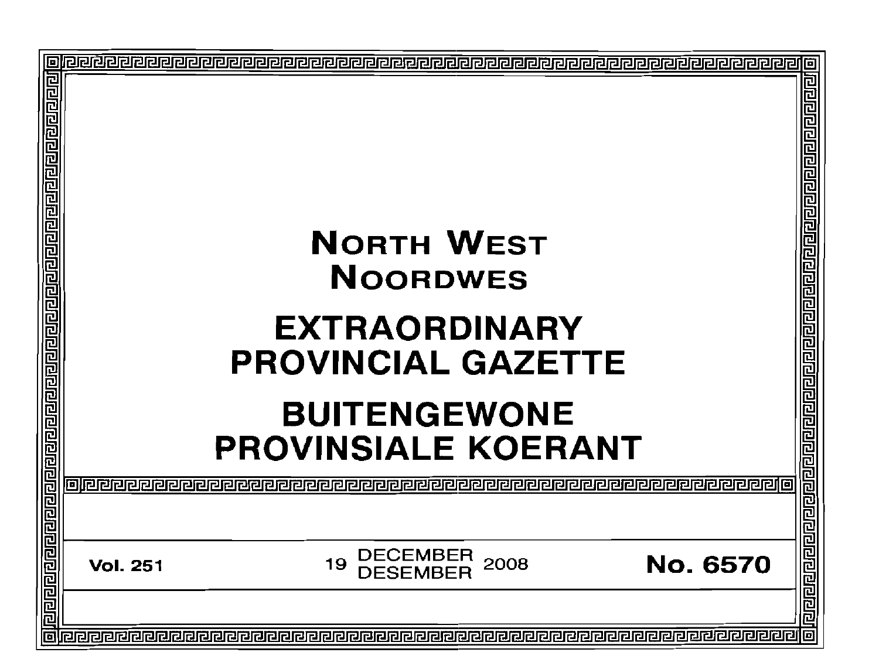# NORTH WEST
# NOORDWES

# EXTRAORDINARY PROVINCIAL GAZETTE

# BUITENGEWONE PROVINSIALE KOERANT

**Vol. 251** 19 DECEMBER / DESEMBER 2008 **No. 6570**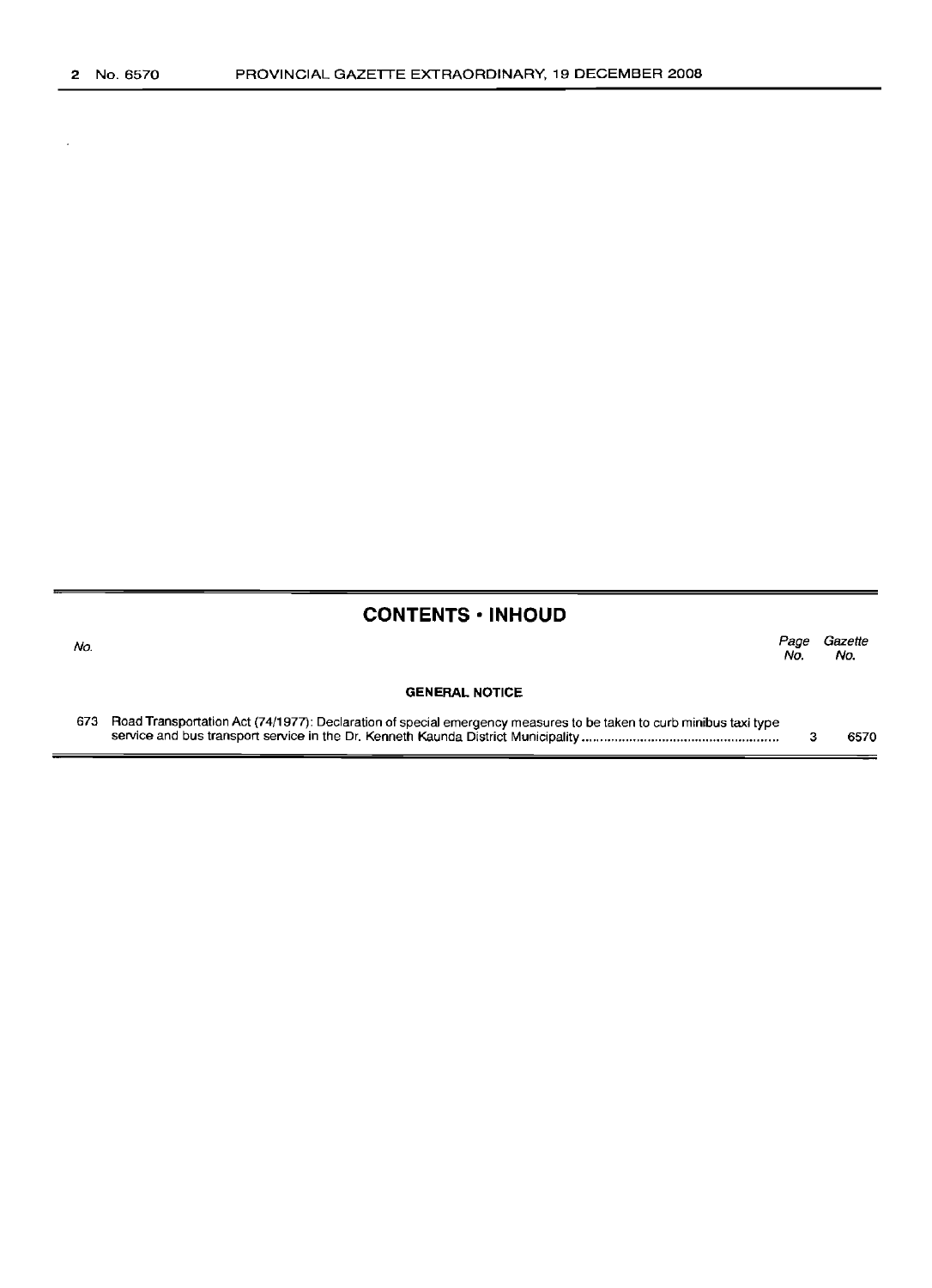## CONTENTS · INHOUD

| No. | | Page No. | Gazette No. |
|---|---|---|---|
| | **GENERAL NOTICE** | | |
| 673 | Road Transportation Act (74/1977): Declaration of special emergency measures to be taken to curb minibus taxi type service and bus transport service in the Dr. Kenneth Kaunda District Municipality | 3 | 6570 |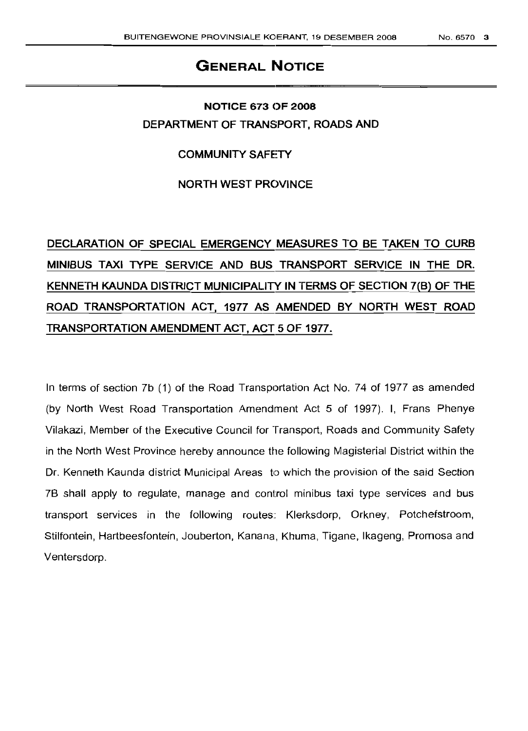# GENERAL NOTICE

## NOTICE 673 OF 2008

DEPARTMENT OF TRANSPORT, ROADS AND

COMMUNITY SAFETY

NORTH WEST PROVINCE

**DECLARATION OF SPECIAL EMERGENCY MEASURES TO BE TAKEN TO CURB MINIBUS TAXI TYPE SERVICE AND BUS TRANSPORT SERVICE IN THE DR. KENNETH KAUNDA DISTRICT MUNICIPALITY IN TERMS OF SECTION 7(B) OF THE ROAD TRANSPORTATION ACT, 1977 AS AMENDED BY NORTH WEST ROAD TRANSPORTATION AMENDMENT ACT, ACT 5 OF 1977.**

In terms of section 7b (1) of the Road Transportation Act No. 74 of 1977 as amended (by North West Road Transportation Amendment Act 5 of 1997). I, Frans Phenye Vilakazi, Member of the Executive Council for Transport, Roads and Community Safety in the North West Province hereby announce the following Magisterial District within the Dr. Kenneth Kaunda district Municipal Areas to which the provision of the said Section 7B shall apply to regulate, manage and control minibus taxi type services and bus transport services in the following routes: Klerksdorp, Orkney, Potchefstroom, Stilfontein, Hartbeesfontein, Jouberton, Kanana, Khuma, Tigane, Ikageng, Promosa and Ventersdorp.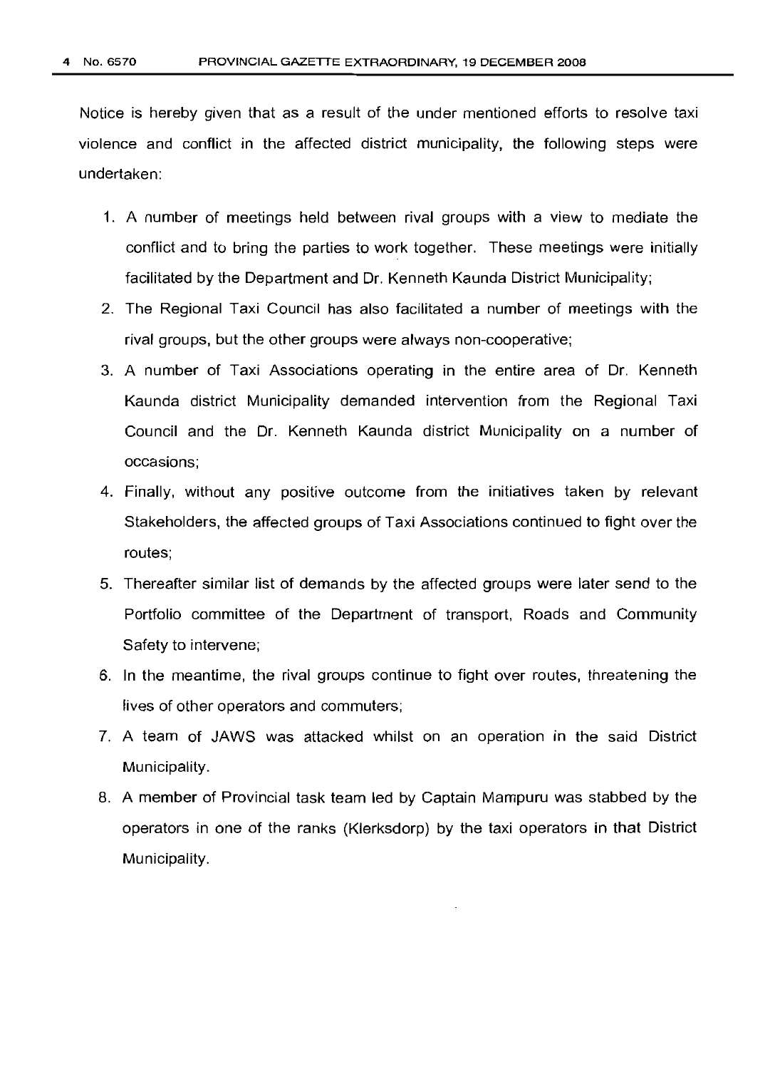Notice is hereby given that as a result of the under mentioned efforts to resolve taxi violence and conflict in the affected district municipality, the following steps were undertaken:

1. A number of meetings held between rival groups with a view to mediate the conflict and to bring the parties to work together. These meetings were initially facilitated by the Department and Dr. Kenneth Kaunda District Municipality;
2. The Regional Taxi Council has also facilitated a number of meetings with the rival groups, but the other groups were always non-cooperative;
3. A number of Taxi Associations operating in the entire area of Dr. Kenneth Kaunda district Municipality demanded intervention from the Regional Taxi Council and the Dr. Kenneth Kaunda district Municipality on a number of occasions;
4. Finally, without any positive outcome from the initiatives taken by relevant Stakeholders, the affected groups of Taxi Associations continued to fight over the routes;
5. Thereafter similar list of demands by the affected groups were later send to the Portfolio committee of the Department of transport, Roads and Community Safety to intervene;
6. In the meantime, the rival groups continue to fight over routes, threatening the lives of other operators and commuters;
7. A team of JAWS was attacked whilst on an operation in the said District Municipality.
8. A member of Provincial task team led by Captain Mampuru was stabbed by the operators in one of the ranks (Klerksdorp) by the taxi operators in that District Municipality.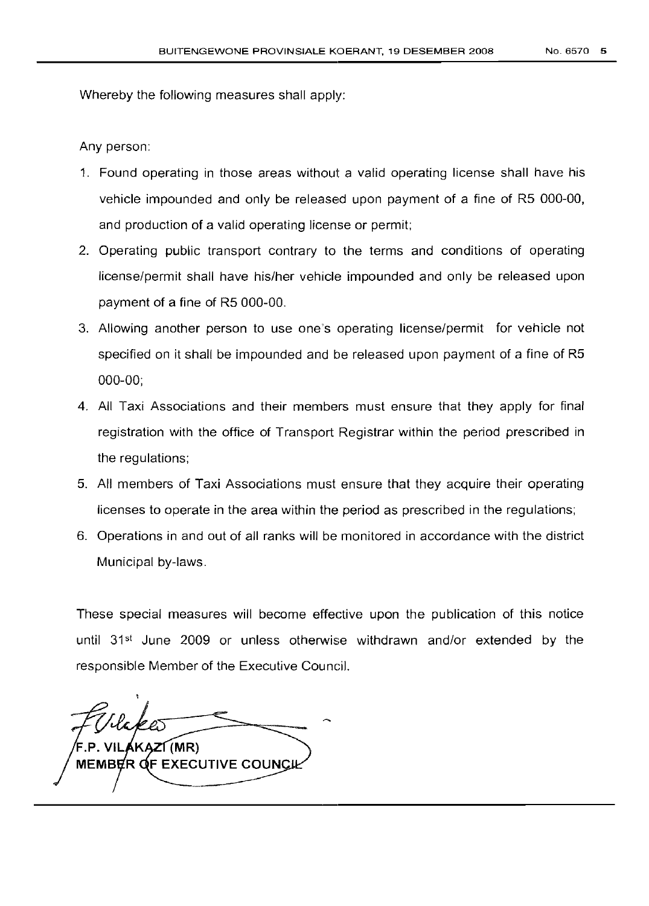Whereby the following measures shall apply:

Any person:

1. Found operating in those areas without a valid operating license shall have his vehicle impounded and only be released upon payment of a fine of R5 000-00, and production of a valid operating license or permit;
2. Operating public transport contrary to the terms and conditions of operating license/permit shall have his/her vehicle impounded and only be released upon payment of a fine of R5 000-00.
3. Allowing another person to use one's operating license/permit for vehicle not specified on it shall be impounded and be released upon payment of a fine of R5 000-00;
4. All Taxi Associations and their members must ensure that they apply for final registration with the office of Transport Registrar within the period prescribed in the regulations;
5. All members of Taxi Associations must ensure that they acquire their operating licenses to operate in the area within the period as prescribed in the regulations;
6. Operations in and out of all ranks will be monitored in accordance with the district Municipal by-laws.

These special measures will become effective upon the publication of this notice until 31st June 2009 or unless otherwise withdrawn and/or extended by the responsible Member of the Executive Council.

**F.P. VILAKAZI (MR)**
**MEMBER OF EXECUTIVE COUNCIL**